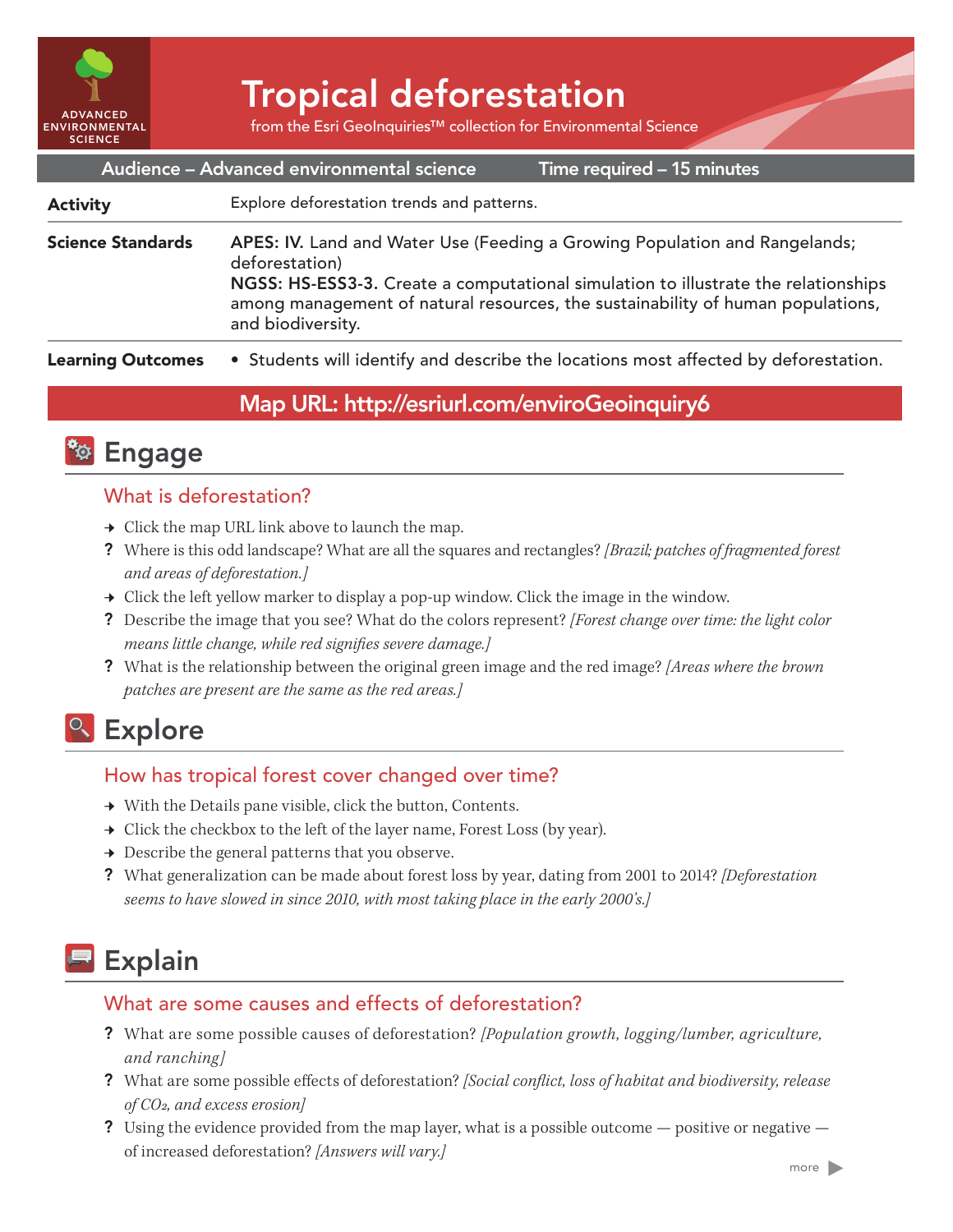ADVANCED ENVIRONMENTAL SCIENCE

# Tropical deforestation

from the Esri GeoInquiries™ collection for Environmental Science

**Audience – Advanced environmental science** | **Time required – 15 minutes**

| | |
|---|---|
| **Activity** | Explore deforestation trends and patterns. |
| **Science Standards** | **APES: IV.** Land and Water Use (Feeding a Growing Population and Rangelands; deforestation) **NGSS: HS-ESS3-3.** Create a computational simulation to illustrate the relationships among management of natural resources, the sustainability of human populations, and biodiversity. |
| **Learning Outcomes** | • Students will identify and describe the locations most affected by deforestation. |

**Map URL: http://esriurl.com/enviroGeoinquiry6**

## Engage

### What is deforestation?

→ Click the map URL link above to launch the map.

? Where is this odd landscape? What are all the squares and rectangles? *[Brazil; patches of fragmented forest and areas of deforestation.]*

→ Click the left yellow marker to display a pop-up window. Click the image in the window.

? Describe the image that you see? What do the colors represent? *[Forest change over time: the light color means little change, while red signifies severe damage.]*

? What is the relationship between the original green image and the red image? *[Areas where the brown patches are present are the same as the red areas.]*

## Explore

### How has tropical forest cover changed over time?

→ With the Details pane visible, click the button, Contents.

→ Click the checkbox to the left of the layer name, Forest Loss (by year).

→ Describe the general patterns that you observe.

? What generalization can be made about forest loss by year, dating from 2001 to 2014? *[Deforestation seems to have slowed in since 2010, with most taking place in the early 2000's.]*

## Explain

### What are some causes and effects of deforestation?

? What are some possible causes of deforestation? *[Population growth, logging/lumber, agriculture, and ranching]*

? What are some possible effects of deforestation? *[Social conflict, loss of habitat and biodiversity, release of $CO_2$, and excess erosion]*

? Using the evidence provided from the map layer, what is a possible outcome — positive or negative — of increased deforestation? *[Answers will vary.]*

more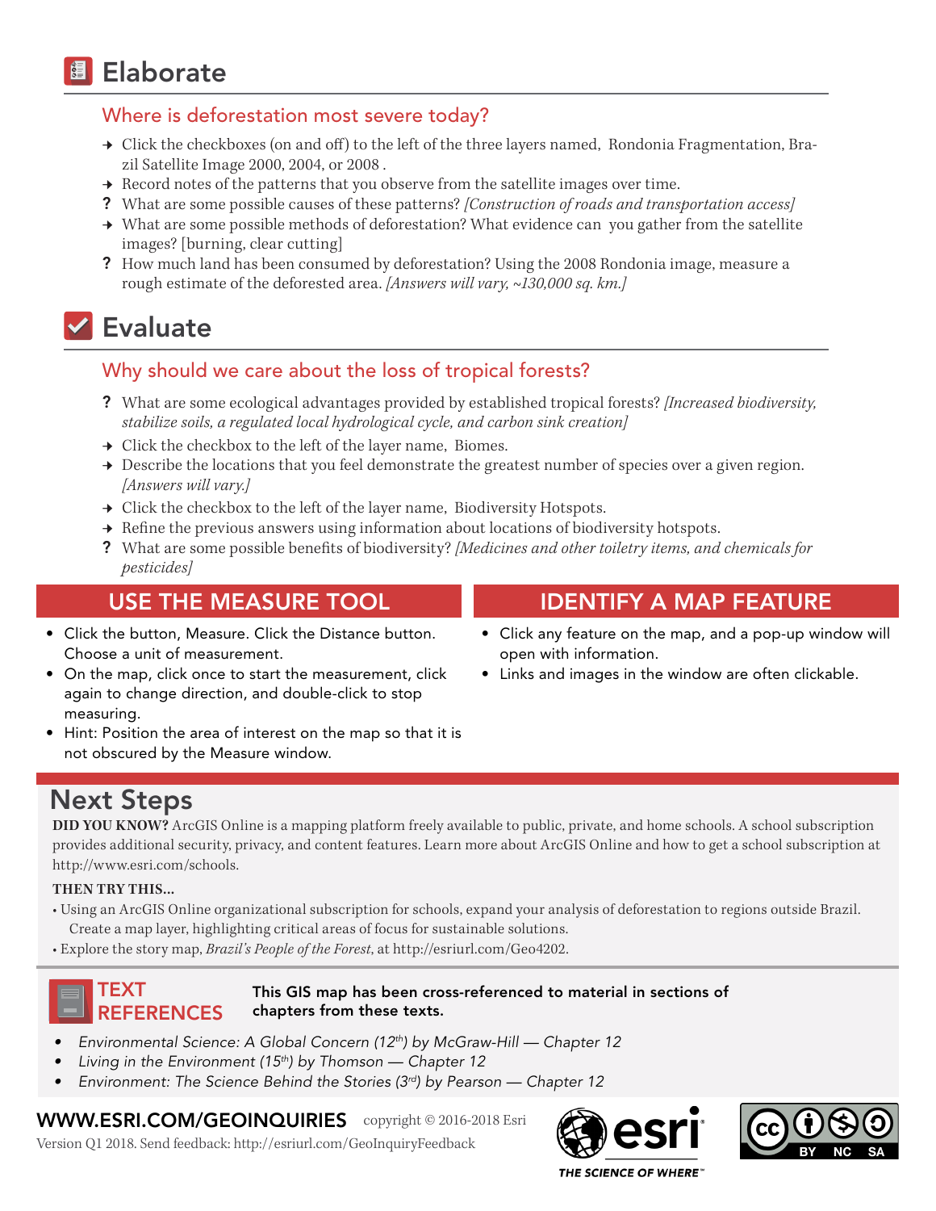## Elaborate

### Where is deforestation most severe today?

- → Click the checkboxes (on and off) to the left of the three layers named, Rondonia Fragmentation, Brazil Satellite Image 2000, 2004, or 2008 .
- → Record notes of the patterns that you observe from the satellite images over time.
- ? What are some possible causes of these patterns? *[Construction of roads and transportation access]*
- → What are some possible methods of deforestation? What evidence can you gather from the satellite images? [burning, clear cutting]
- ? How much land has been consumed by deforestation? Using the 2008 Rondonia image, measure a rough estimate of the deforested area. *[Answers will vary, ~130,000 sq. km.]*

## Evaluate

### Why should we care about the loss of tropical forests?

- ? What are some ecological advantages provided by established tropical forests? *[Increased biodiversity, stabilize soils, a regulated local hydrological cycle, and carbon sink creation]*
- → Click the checkbox to the left of the layer name, Biomes.
- → Describe the locations that you feel demonstrate the greatest number of species over a given region. *[Answers will vary.]*
- → Click the checkbox to the left of the layer name, Biodiversity Hotspots.
- → Refine the previous answers using information about locations of biodiversity hotspots.
- ? What are some possible benefits of biodiversity? *[Medicines and other toiletry items, and chemicals for pesticides]*

### USE THE MEASURE TOOL

- Click the button, Measure. Click the Distance button. Choose a unit of measurement.
- On the map, click once to start the measurement, click again to change direction, and double-click to stop measuring.
- Hint: Position the area of interest on the map so that it is not obscured by the Measure window.

### IDENTIFY A MAP FEATURE

- Click any feature on the map, and a pop-up window will open with information.
- Links and images in the window are often clickable.

## Next Steps

**DID YOU KNOW?** ArcGIS Online is a mapping platform freely available to public, private, and home schools. A school subscription provides additional security, privacy, and content features. Learn more about ArcGIS Online and how to get a school subscription at http://www.esri.com/schools.

**THEN TRY THIS...**

- Using an ArcGIS Online organizational subscription for schools, expand your analysis of deforestation to regions outside Brazil. Create a map layer, highlighting critical areas of focus for sustainable solutions.
- Explore the story map, *Brazil's People of the Forest*, at http://esriurl.com/Geo4202.

### TEXT REFERENCES

**This GIS map has been cross-referenced to material in sections of chapters from these texts.**

- *Environmental Science: A Global Concern (12th) by McGraw-Hill — Chapter 12*
- *Living in the Environment (15th) by Thomson — Chapter 12*
- *Environment: The Science Behind the Stories (3rd) by Pearson — Chapter 12*

**WWW.ESRI.COM/GEOINQUIRIES** copyright © 2016-2018 Esri

Version Q1 2018. Send feedback: http://esriurl.com/GeoInquiryFeedback

esri THE SCIENCE OF WHERE™

CC BY NC SA